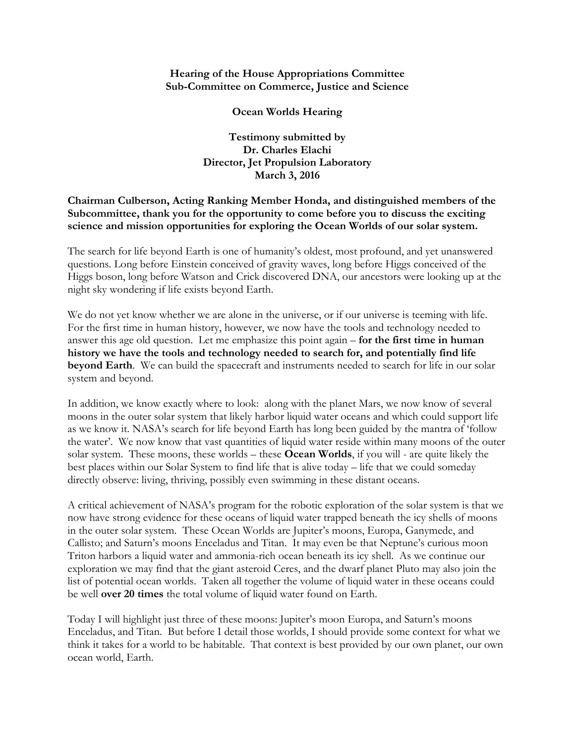**Hearing of the House Appropriations Committee**
**Sub-Committee on Commerce, Justice and Science**

**Ocean Worlds Hearing**

**Testimony submitted by**
**Dr. Charles Elachi**
**Director, Jet Propulsion Laboratory**
**March 3, 2016**

**Chairman Culberson, Acting Ranking Member Honda, and distinguished members of the Subcommittee, thank you for the opportunity to come before you to discuss the exciting science and mission opportunities for exploring the Ocean Worlds of our solar system.**

The search for life beyond Earth is one of humanity's oldest, most profound, and yet unanswered questions. Long before Einstein conceived of gravity waves, long before Higgs conceived of the Higgs boson, long before Watson and Crick discovered DNA, our ancestors were looking up at the night sky wondering if life exists beyond Earth.

We do not yet know whether we are alone in the universe, or if our universe is teeming with life. For the first time in human history, however, we now have the tools and technology needed to answer this age old question. Let me emphasize this point again – **for the first time in human history we have the tools and technology needed to search for, and potentially find life beyond Earth**. We can build the spacecraft and instruments needed to search for life in our solar system and beyond.

In addition, we know exactly where to look: along with the planet Mars, we now know of several moons in the outer solar system that likely harbor liquid water oceans and which could support life as we know it. NASA's search for life beyond Earth has long been guided by the mantra of 'follow the water'. We now know that vast quantities of liquid water reside within many moons of the outer solar system. These moons, these worlds – these **Ocean Worlds**, if you will - are quite likely the best places within our Solar System to find life that is alive today – life that we could someday directly observe: living, thriving, possibly even swimming in these distant oceans.

A critical achievement of NASA's program for the robotic exploration of the solar system is that we now have strong evidence for these oceans of liquid water trapped beneath the icy shells of moons in the outer solar system. These Ocean Worlds are Jupiter's moons, Europa, Ganymede, and Callisto; and Saturn's moons Enceladus and Titan. It may even be that Neptune's curious moon Triton harbors a liquid water and ammonia-rich ocean beneath its icy shell. As we continue our exploration we may find that the giant asteroid Ceres, and the dwarf planet Pluto may also join the list of potential ocean worlds. Taken all together the volume of liquid water in these oceans could be well **over 20 times** the total volume of liquid water found on Earth.

Today I will highlight just three of these moons: Jupiter's moon Europa, and Saturn's moons Enceladus, and Titan. But before I detail those worlds, I should provide some context for what we think it takes for a world to be habitable. That context is best provided by our own planet, our own ocean world, Earth.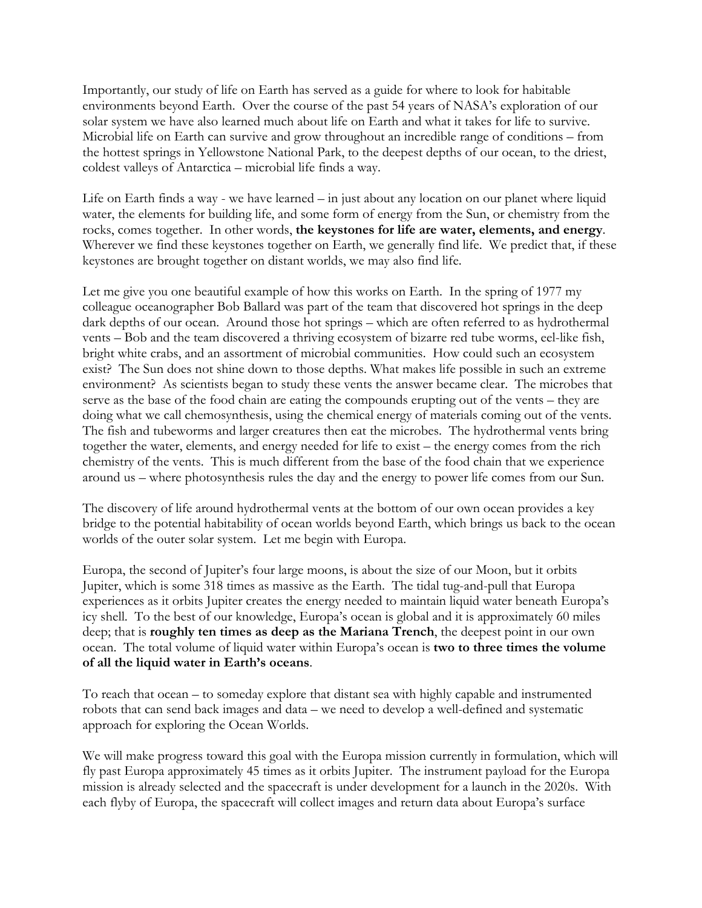Importantly, our study of life on Earth has served as a guide for where to look for habitable environments beyond Earth. Over the course of the past 54 years of NASA's exploration of our solar system we have also learned much about life on Earth and what it takes for life to survive. Microbial life on Earth can survive and grow throughout an incredible range of conditions – from the hottest springs in Yellowstone National Park, to the deepest depths of our ocean, to the driest, coldest valleys of Antarctica – microbial life finds a way.

Life on Earth finds a way - we have learned – in just about any location on our planet where liquid water, the elements for building life, and some form of energy from the Sun, or chemistry from the rocks, comes together. In other words, **the keystones for life are water, elements, and energy**. Wherever we find these keystones together on Earth, we generally find life. We predict that, if these keystones are brought together on distant worlds, we may also find life.

Let me give you one beautiful example of how this works on Earth. In the spring of 1977 my colleague oceanographer Bob Ballard was part of the team that discovered hot springs in the deep dark depths of our ocean. Around those hot springs – which are often referred to as hydrothermal vents – Bob and the team discovered a thriving ecosystem of bizarre red tube worms, eel-like fish, bright white crabs, and an assortment of microbial communities. How could such an ecosystem exist? The Sun does not shine down to those depths. What makes life possible in such an extreme environment? As scientists began to study these vents the answer became clear. The microbes that serve as the base of the food chain are eating the compounds erupting out of the vents – they are doing what we call chemosynthesis, using the chemical energy of materials coming out of the vents. The fish and tubeworms and larger creatures then eat the microbes. The hydrothermal vents bring together the water, elements, and energy needed for life to exist – the energy comes from the rich chemistry of the vents. This is much different from the base of the food chain that we experience around us – where photosynthesis rules the day and the energy to power life comes from our Sun.

The discovery of life around hydrothermal vents at the bottom of our own ocean provides a key bridge to the potential habitability of ocean worlds beyond Earth, which brings us back to the ocean worlds of the outer solar system. Let me begin with Europa.

Europa, the second of Jupiter's four large moons, is about the size of our Moon, but it orbits Jupiter, which is some 318 times as massive as the Earth. The tidal tug-and-pull that Europa experiences as it orbits Jupiter creates the energy needed to maintain liquid water beneath Europa's icy shell. To the best of our knowledge, Europa's ocean is global and it is approximately 60 miles deep; that is **roughly ten times as deep as the Mariana Trench**, the deepest point in our own ocean. The total volume of liquid water within Europa's ocean is **two to three times the volume of all the liquid water in Earth's oceans**.

To reach that ocean – to someday explore that distant sea with highly capable and instrumented robots that can send back images and data – we need to develop a well-defined and systematic approach for exploring the Ocean Worlds.

We will make progress toward this goal with the Europa mission currently in formulation, which will fly past Europa approximately 45 times as it orbits Jupiter. The instrument payload for the Europa mission is already selected and the spacecraft is under development for a launch in the 2020s. With each flyby of Europa, the spacecraft will collect images and return data about Europa's surface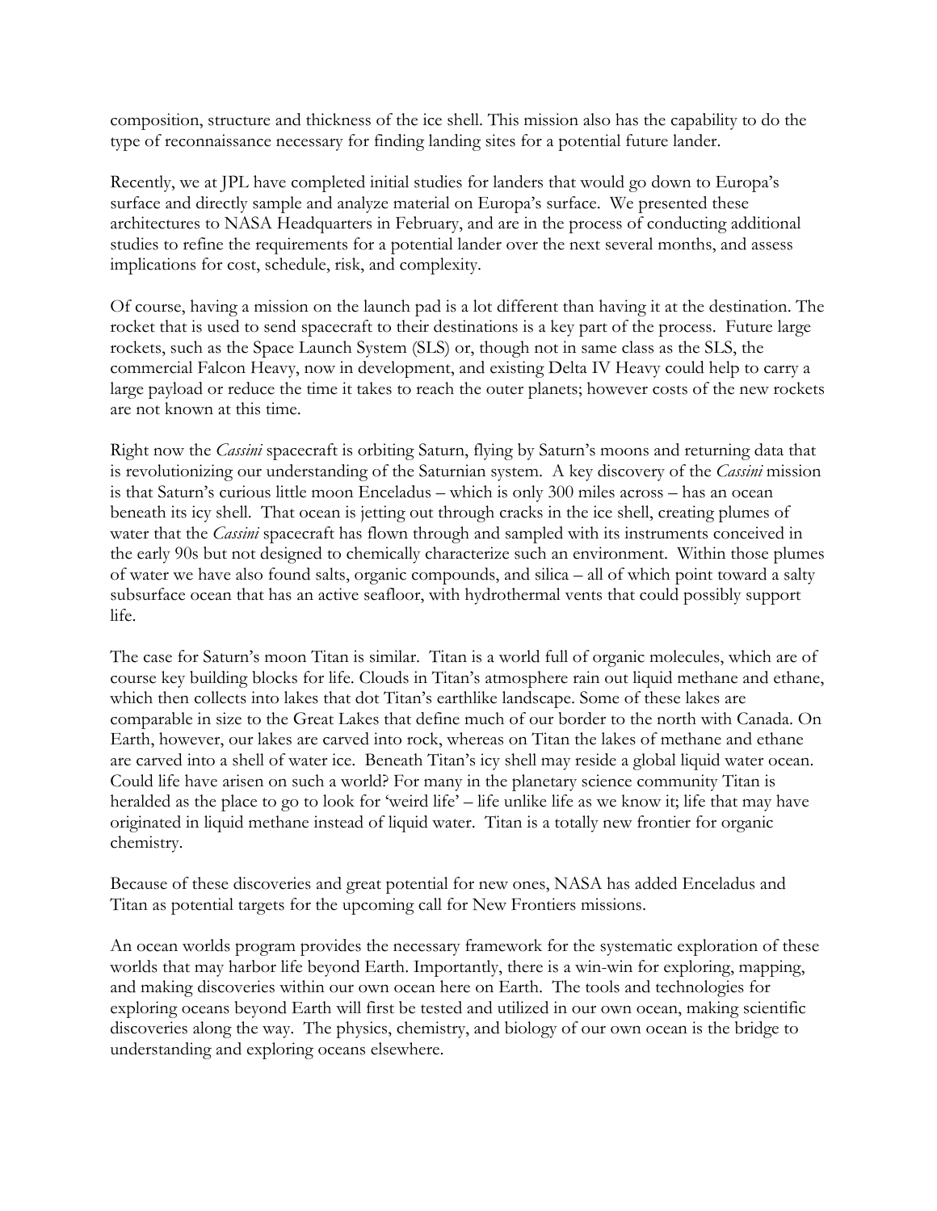composition, structure and thickness of the ice shell. This mission also has the capability to do the type of reconnaissance necessary for finding landing sites for a potential future lander.

Recently, we at JPL have completed initial studies for landers that would go down to Europa's surface and directly sample and analyze material on Europa's surface. We presented these architectures to NASA Headquarters in February, and are in the process of conducting additional studies to refine the requirements for a potential lander over the next several months, and assess implications for cost, schedule, risk, and complexity.

Of course, having a mission on the launch pad is a lot different than having it at the destination. The rocket that is used to send spacecraft to their destinations is a key part of the process. Future large rockets, such as the Space Launch System (SLS) or, though not in same class as the SLS, the commercial Falcon Heavy, now in development, and existing Delta IV Heavy could help to carry a large payload or reduce the time it takes to reach the outer planets; however costs of the new rockets are not known at this time.

Right now the *Cassini* spacecraft is orbiting Saturn, flying by Saturn's moons and returning data that is revolutionizing our understanding of the Saturnian system. A key discovery of the *Cassini* mission is that Saturn's curious little moon Enceladus – which is only 300 miles across – has an ocean beneath its icy shell. That ocean is jetting out through cracks in the ice shell, creating plumes of water that the *Cassini* spacecraft has flown through and sampled with its instruments conceived in the early 90s but not designed to chemically characterize such an environment. Within those plumes of water we have also found salts, organic compounds, and silica – all of which point toward a salty subsurface ocean that has an active seafloor, with hydrothermal vents that could possibly support life.

The case for Saturn's moon Titan is similar. Titan is a world full of organic molecules, which are of course key building blocks for life. Clouds in Titan's atmosphere rain out liquid methane and ethane, which then collects into lakes that dot Titan's earthlike landscape. Some of these lakes are comparable in size to the Great Lakes that define much of our border to the north with Canada. On Earth, however, our lakes are carved into rock, whereas on Titan the lakes of methane and ethane are carved into a shell of water ice. Beneath Titan's icy shell may reside a global liquid water ocean. Could life have arisen on such a world? For many in the planetary science community Titan is heralded as the place to go to look for 'weird life' – life unlike life as we know it; life that may have originated in liquid methane instead of liquid water. Titan is a totally new frontier for organic chemistry.

Because of these discoveries and great potential for new ones, NASA has added Enceladus and Titan as potential targets for the upcoming call for New Frontiers missions.

An ocean worlds program provides the necessary framework for the systematic exploration of these worlds that may harbor life beyond Earth. Importantly, there is a win-win for exploring, mapping, and making discoveries within our own ocean here on Earth. The tools and technologies for exploring oceans beyond Earth will first be tested and utilized in our own ocean, making scientific discoveries along the way. The physics, chemistry, and biology of our own ocean is the bridge to understanding and exploring oceans elsewhere.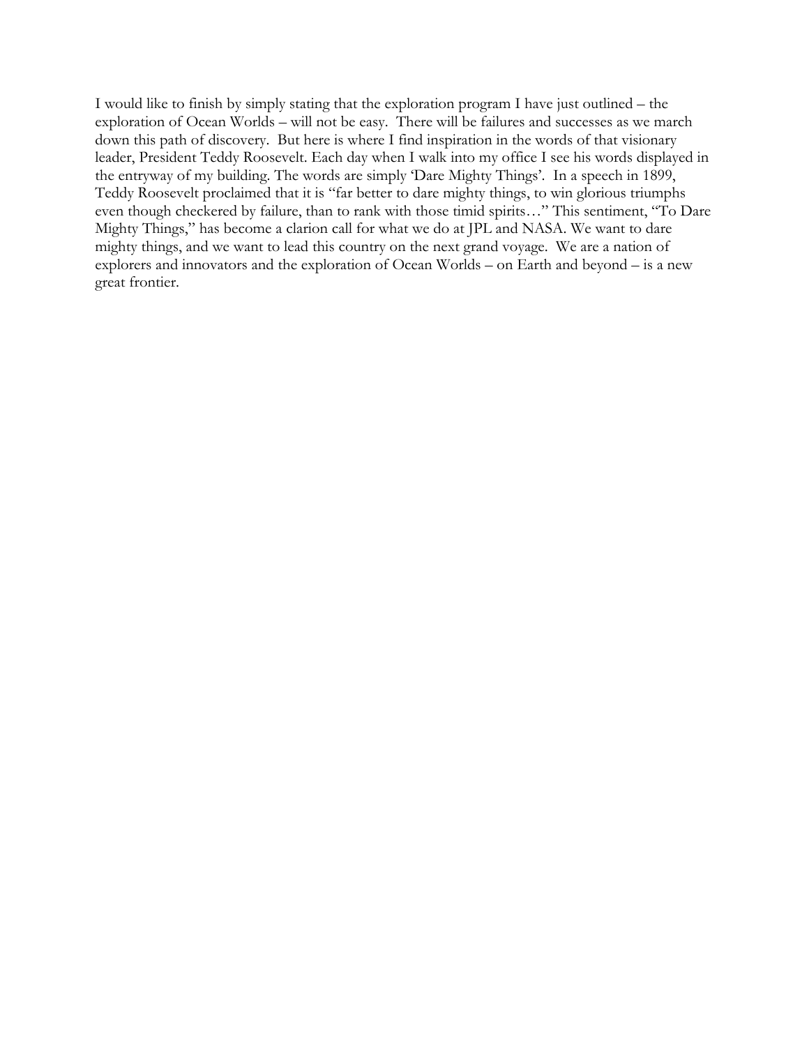I would like to finish by simply stating that the exploration program I have just outlined – the exploration of Ocean Worlds – will not be easy. There will be failures and successes as we march down this path of discovery. But here is where I find inspiration in the words of that visionary leader, President Teddy Roosevelt. Each day when I walk into my office I see his words displayed in the entryway of my building. The words are simply 'Dare Mighty Things'. In a speech in 1899, Teddy Roosevelt proclaimed that it is "far better to dare mighty things, to win glorious triumphs even though checkered by failure, than to rank with those timid spirits…" This sentiment, "To Dare Mighty Things," has become a clarion call for what we do at JPL and NASA. We want to dare mighty things, and we want to lead this country on the next grand voyage. We are a nation of explorers and innovators and the exploration of Ocean Worlds – on Earth and beyond – is a new great frontier.